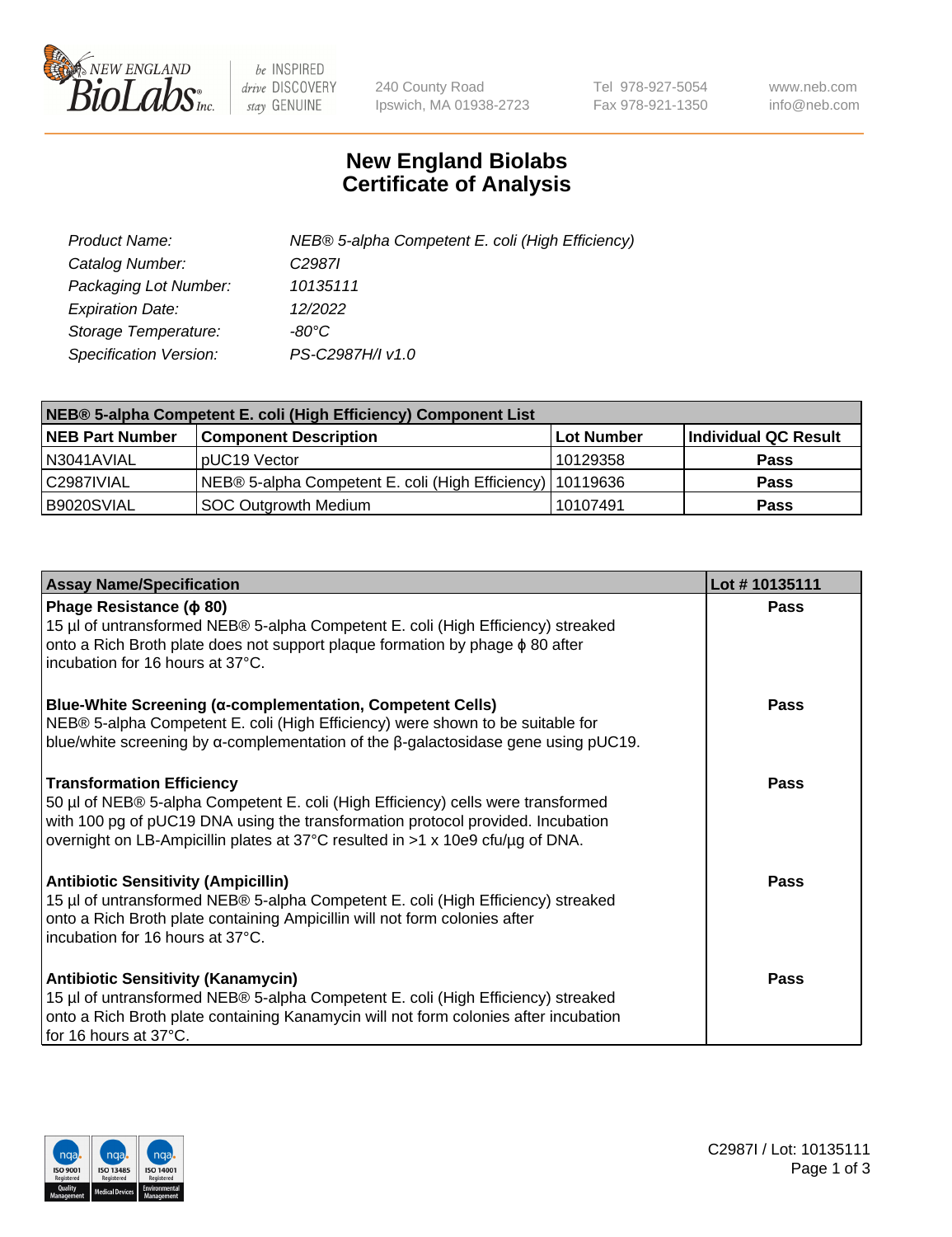# New England Biolabs Certificate of Analysis

| | |
|---|---|
| *Product Name:* | *NEB® 5-alpha Competent E. coli (High Efficiency)* |
| *Catalog Number:* | *C2987I* |
| *Packaging Lot Number:* | *10135111* |
| *Expiration Date:* | *12/2022* |
| *Storage Temperature:* | *-80°C* |
| *Specification Version:* | *PS-C2987H/I v1.0* |

| **NEB® 5-alpha Competent E. coli (High Efficiency) Component List** | | | |
|---|---|---|---|
| **NEB Part Number** | **Component Description** | **Lot Number** | **Individual QC Result** |
| N3041AVIAL | pUC19 Vector | 10129358 | **Pass** |
| C2987IVIAL | NEB® 5-alpha Competent E. coli (High Efficiency) | 10119636 | **Pass** |
| B9020SVIAL | SOC Outgrowth Medium | 10107491 | **Pass** |

| **Assay Name/Specification** | **Lot # 10135111** |
|---|---|
| **Phage Resistance (ϕ 80)** 15 µl of untransformed NEB® 5-alpha Competent E. coli (High Efficiency) streaked onto a Rich Broth plate does not support plaque formation by phage ϕ 80 after incubation for 16 hours at 37°C. | **Pass** |
| **Blue-White Screening (α-complementation, Competent Cells)** NEB® 5-alpha Competent E. coli (High Efficiency) were shown to be suitable for blue/white screening by α-complementation of the β-galactosidase gene using pUC19. | **Pass** |
| **Transformation Efficiency** 50 µl of NEB® 5-alpha Competent E. coli (High Efficiency) cells were transformed with 100 pg of pUC19 DNA using the transformation protocol provided. Incubation overnight on LB-Ampicillin plates at 37°C resulted in >1 x 10e9 cfu/µg of DNA. | **Pass** |
| **Antibiotic Sensitivity (Ampicillin)** 15 µl of untransformed NEB® 5-alpha Competent E. coli (High Efficiency) streaked onto a Rich Broth plate containing Ampicillin will not form colonies after incubation for 16 hours at 37°C. | **Pass** |
| **Antibiotic Sensitivity (Kanamycin)** 15 µl of untransformed NEB® 5-alpha Competent E. coli (High Efficiency) streaked onto a Rich Broth plate containing Kanamycin will not form colonies after incubation for 16 hours at 37°C. | **Pass** |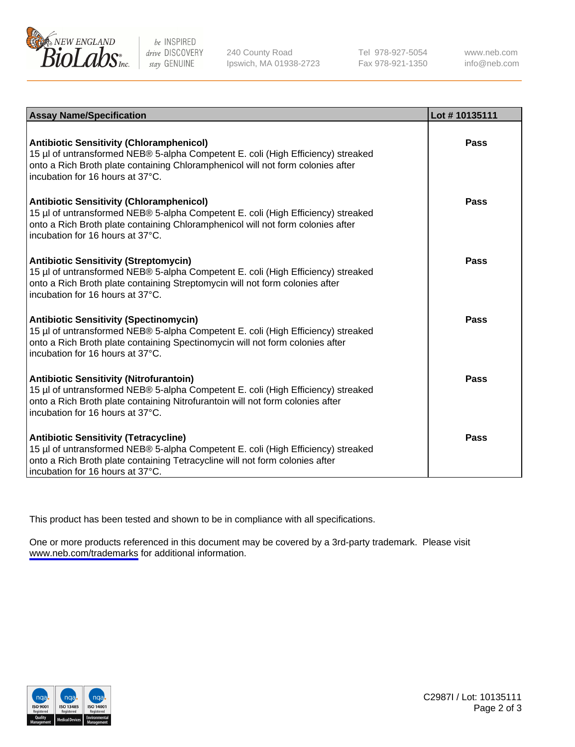| Assay Name/Specification | Lot # 10135111 |
| --- | --- |
| **Antibiotic Sensitivity (Chloramphenicol)** 15 µl of untransformed NEB® 5-alpha Competent E. coli (High Efficiency) streaked onto a Rich Broth plate containing Chloramphenicol will not form colonies after incubation for 16 hours at 37°C. | **Pass** |
| **Antibiotic Sensitivity (Chloramphenicol)** 15 µl of untransformed NEB® 5-alpha Competent E. coli (High Efficiency) streaked onto a Rich Broth plate containing Chloramphenicol will not form colonies after incubation for 16 hours at 37°C. | **Pass** |
| **Antibiotic Sensitivity (Streptomycin)** 15 µl of untransformed NEB® 5-alpha Competent E. coli (High Efficiency) streaked onto a Rich Broth plate containing Streptomycin will not form colonies after incubation for 16 hours at 37°C. | **Pass** |
| **Antibiotic Sensitivity (Spectinomycin)** 15 µl of untransformed NEB® 5-alpha Competent E. coli (High Efficiency) streaked onto a Rich Broth plate containing Spectinomycin will not form colonies after incubation for 16 hours at 37°C. | **Pass** |
| **Antibiotic Sensitivity (Nitrofurantoin)** 15 µl of untransformed NEB® 5-alpha Competent E. coli (High Efficiency) streaked onto a Rich Broth plate containing Nitrofurantoin will not form colonies after incubation for 16 hours at 37°C. | **Pass** |
| **Antibiotic Sensitivity (Tetracycline)** 15 µl of untransformed NEB® 5-alpha Competent E. coli (High Efficiency) streaked onto a Rich Broth plate containing Tetracycline will not form colonies after incubation for 16 hours at 37°C. | **Pass** |

This product has been tested and shown to be in compliance with all specifications.

One or more products referenced in this document may be covered by a 3rd-party trademark. Please visit www.neb.com/trademarks for additional information.

C2987I / Lot: 10135111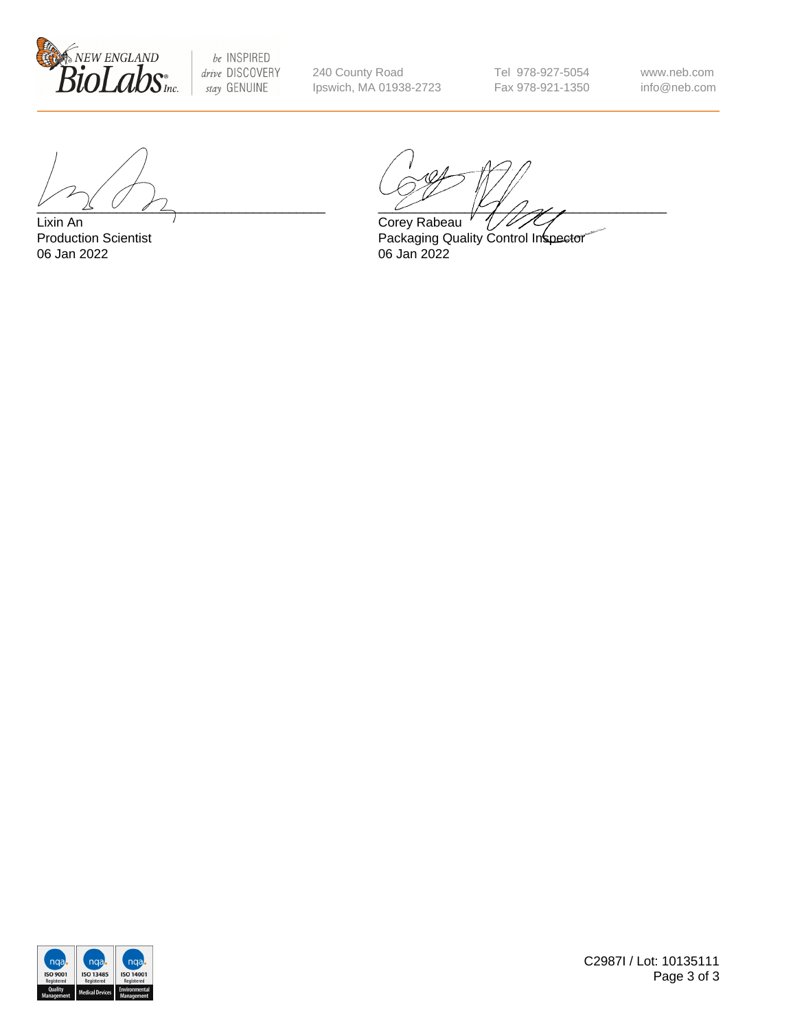Lixin An
Production Scientist
06 Jan 2022

Corey Rabeau
Packaging Quality Control Inspector
06 Jan 2022